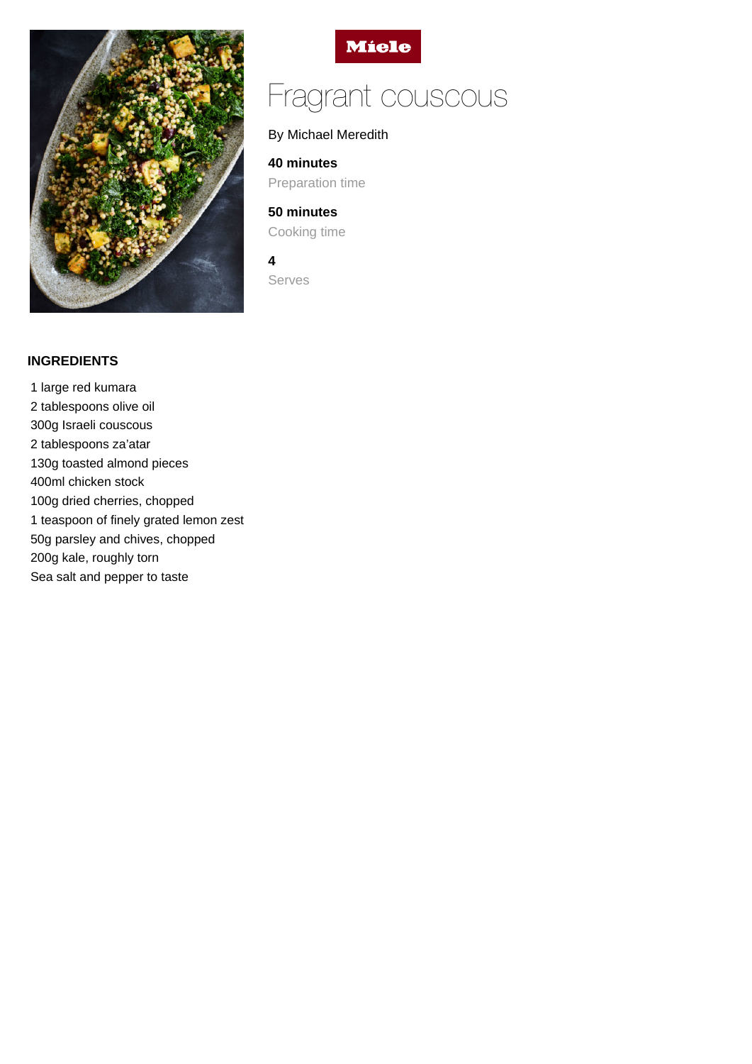Miele

# Fragrant couscous

By Michael Meredith

**40 minutes**
Preparation time

**50 minutes**
Cooking time

**4**
Serves

## INGREDIENTS

1 large red kumara
2 tablespoons olive oil
300g Israeli couscous
2 tablespoons za'atar
130g toasted almond pieces
400ml chicken stock
100g dried cherries, chopped
1 teaspoon of finely grated lemon zest
50g parsley and chives, chopped
200g kale, roughly torn
Sea salt and pepper to taste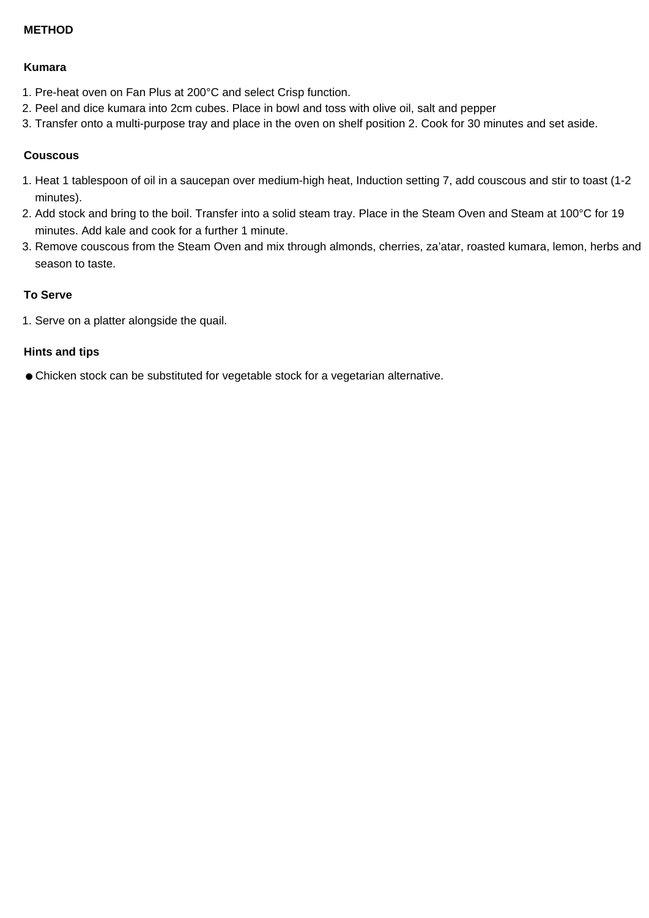**METHOD**

**Kumara**

1. Pre-heat oven on Fan Plus at 200°C and select Crisp function.
2. Peel and dice kumara into 2cm cubes. Place in bowl and toss with olive oil, salt and pepper
3. Transfer onto a multi-purpose tray and place in the oven on shelf position 2. Cook for 30 minutes and set aside.

**Couscous**

1. Heat 1 tablespoon of oil in a saucepan over medium-high heat, Induction setting 7, add couscous and stir to toast (1-2 minutes).
2. Add stock and bring to the boil. Transfer into a solid steam tray. Place in the Steam Oven and Steam at 100°C for 19 minutes. Add kale and cook for a further 1 minute.
3. Remove couscous from the Steam Oven and mix through almonds, cherries, za'atar, roasted kumara, lemon, herbs and season to taste.

**To Serve**

1. Serve on a platter alongside the quail.

**Hints and tips**

- Chicken stock can be substituted for vegetable stock for a vegetarian alternative.